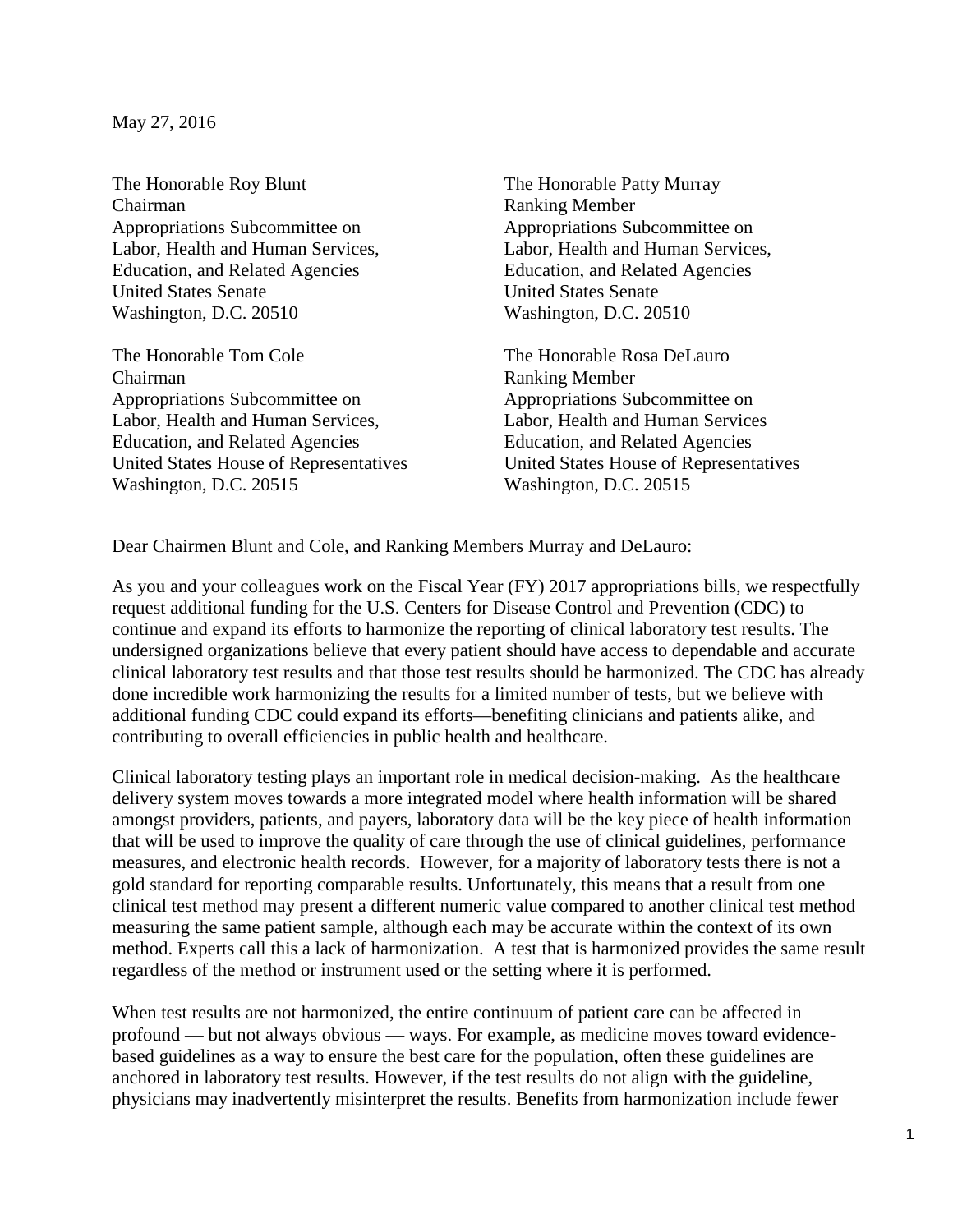May 27, 2016

The Honorable Roy Blunt
Chairman
Appropriations Subcommittee on
Labor, Health and Human Services,
Education, and Related Agencies
United States Senate
Washington, D.C. 20510

The Honorable Patty Murray
Ranking Member
Appropriations Subcommittee on
Labor, Health and Human Services,
Education, and Related Agencies
United States Senate
Washington, D.C. 20510

The Honorable Tom Cole
Chairman
Appropriations Subcommittee on
Labor, Health and Human Services,
Education, and Related Agencies
United States House of Representatives
Washington, D.C. 20515

The Honorable Rosa DeLauro
Ranking Member
Appropriations Subcommittee on
Labor, Health and Human Services
Education, and Related Agencies
United States House of Representatives
Washington, D.C. 20515

Dear Chairmen Blunt and Cole, and Ranking Members Murray and DeLauro:

As you and your colleagues work on the Fiscal Year (FY) 2017 appropriations bills, we respectfully request additional funding for the U.S. Centers for Disease Control and Prevention (CDC) to continue and expand its efforts to harmonize the reporting of clinical laboratory test results. The undersigned organizations believe that every patient should have access to dependable and accurate clinical laboratory test results and that those test results should be harmonized. The CDC has already done incredible work harmonizing the results for a limited number of tests, but we believe with additional funding CDC could expand its efforts—benefiting clinicians and patients alike, and contributing to overall efficiencies in public health and healthcare.

Clinical laboratory testing plays an important role in medical decision-making. As the healthcare delivery system moves towards a more integrated model where health information will be shared amongst providers, patients, and payers, laboratory data will be the key piece of health information that will be used to improve the quality of care through the use of clinical guidelines, performance measures, and electronic health records. However, for a majority of laboratory tests there is not a gold standard for reporting comparable results. Unfortunately, this means that a result from one clinical test method may present a different numeric value compared to another clinical test method measuring the same patient sample, although each may be accurate within the context of its own method. Experts call this a lack of harmonization. A test that is harmonized provides the same result regardless of the method or instrument used or the setting where it is performed.

When test results are not harmonized, the entire continuum of patient care can be affected in profound — but not always obvious — ways. For example, as medicine moves toward evidence-based guidelines as a way to ensure the best care for the population, often these guidelines are anchored in laboratory test results. However, if the test results do not align with the guideline, physicians may inadvertently misinterpret the results. Benefits from harmonization include fewer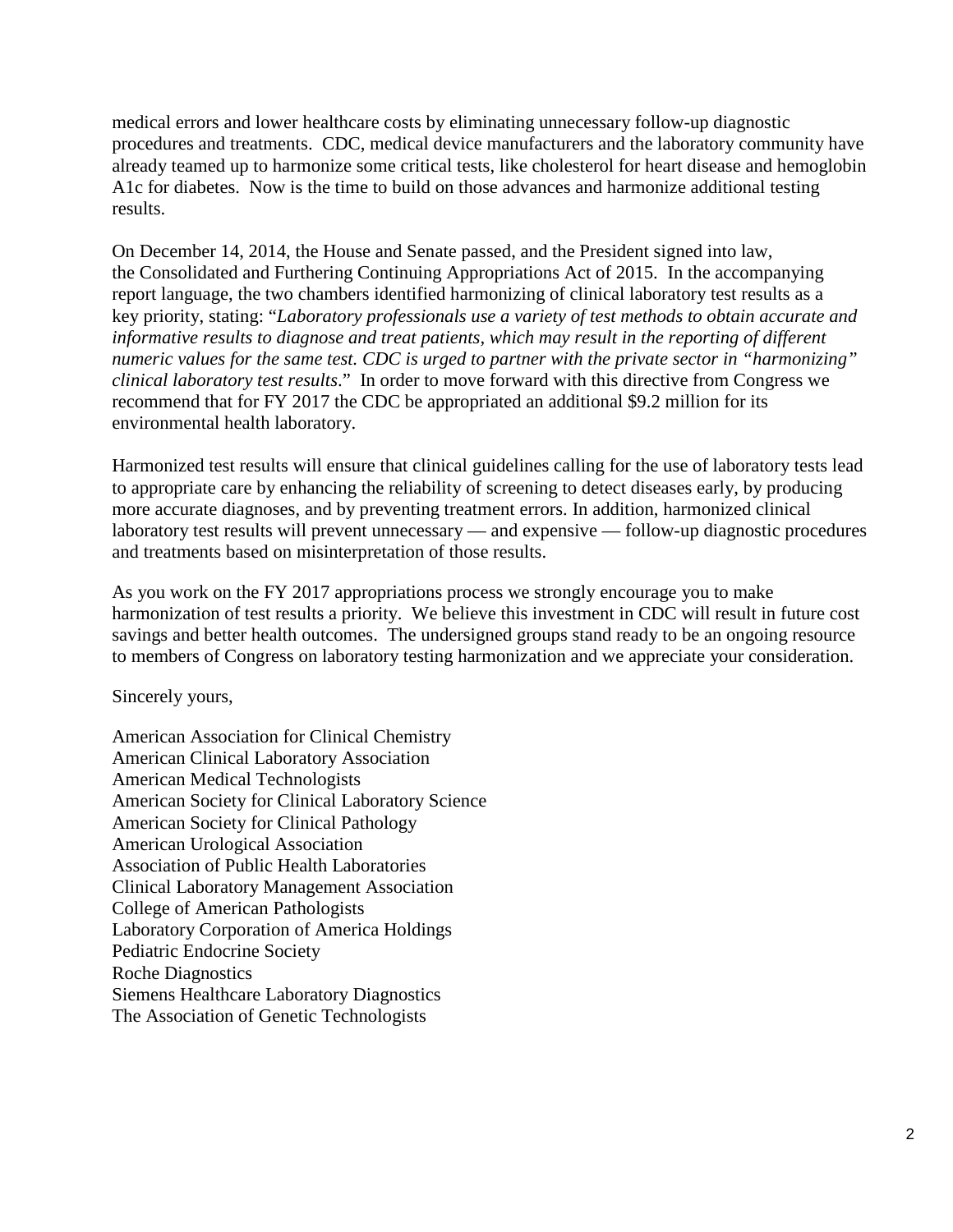medical errors and lower healthcare costs by eliminating unnecessary follow-up diagnostic procedures and treatments. CDC, medical device manufacturers and the laboratory community have already teamed up to harmonize some critical tests, like cholesterol for heart disease and hemoglobin A1c for diabetes. Now is the time to build on those advances and harmonize additional testing results.

On December 14, 2014, the House and Senate passed, and the President signed into law, the Consolidated and Furthering Continuing Appropriations Act of 2015. In the accompanying report language, the two chambers identified harmonizing of clinical laboratory test results as a key priority, stating: "*Laboratory professionals use a variety of test methods to obtain accurate and informative results to diagnose and treat patients, which may result in the reporting of different numeric values for the same test. CDC is urged to partner with the private sector in "harmonizing" clinical laboratory test results*." In order to move forward with this directive from Congress we recommend that for FY 2017 the CDC be appropriated an additional $9.2 million for its environmental health laboratory.

Harmonized test results will ensure that clinical guidelines calling for the use of laboratory tests lead to appropriate care by enhancing the reliability of screening to detect diseases early, by producing more accurate diagnoses, and by preventing treatment errors. In addition, harmonized clinical laboratory test results will prevent unnecessary — and expensive — follow-up diagnostic procedures and treatments based on misinterpretation of those results.

As you work on the FY 2017 appropriations process we strongly encourage you to make harmonization of test results a priority. We believe this investment in CDC will result in future cost savings and better health outcomes. The undersigned groups stand ready to be an ongoing resource to members of Congress on laboratory testing harmonization and we appreciate your consideration.

Sincerely yours,

American Association for Clinical Chemistry
American Clinical Laboratory Association
American Medical Technologists
American Society for Clinical Laboratory Science
American Society for Clinical Pathology
American Urological Association
Association of Public Health Laboratories
Clinical Laboratory Management Association
College of American Pathologists
Laboratory Corporation of America Holdings
Pediatric Endocrine Society
Roche Diagnostics
Siemens Healthcare Laboratory Diagnostics
The Association of Genetic Technologists